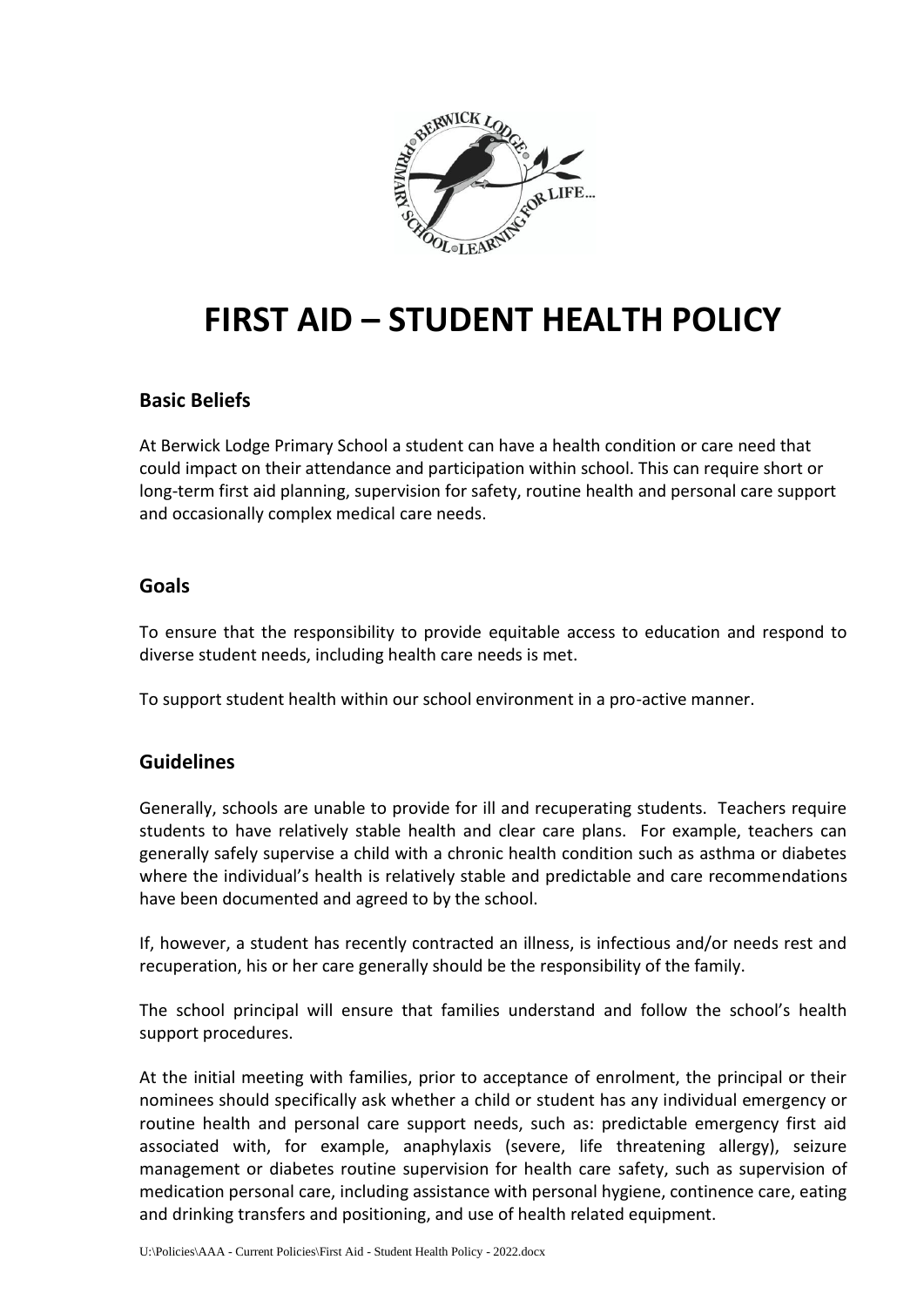# FIRST AID – STUDENT HEALTH POLICY

## Basic Beliefs

At Berwick Lodge Primary School a student can have a health condition or care need that could impact on their attendance and participation within school. This can require short or long-term first aid planning, supervision for safety, routine health and personal care support and occasionally complex medical care needs.

## Goals

To ensure that the responsibility to provide equitable access to education and respond to diverse student needs, including health care needs is met.

To support student health within our school environment in a pro-active manner.

## Guidelines

Generally, schools are unable to provide for ill and recuperating students. Teachers require students to have relatively stable health and clear care plans. For example, teachers can generally safely supervise a child with a chronic health condition such as asthma or diabetes where the individual's health is relatively stable and predictable and care recommendations have been documented and agreed to by the school.

If, however, a student has recently contracted an illness, is infectious and/or needs rest and recuperation, his or her care generally should be the responsibility of the family.

The school principal will ensure that families understand and follow the school's health support procedures.

At the initial meeting with families, prior to acceptance of enrolment, the principal or their nominees should specifically ask whether a child or student has any individual emergency or routine health and personal care support needs, such as: predictable emergency first aid associated with, for example, anaphylaxis (severe, life threatening allergy), seizure management or diabetes routine supervision for health care safety, such as supervision of medication personal care, including assistance with personal hygiene, continence care, eating and drinking transfers and positioning, and use of health related equipment.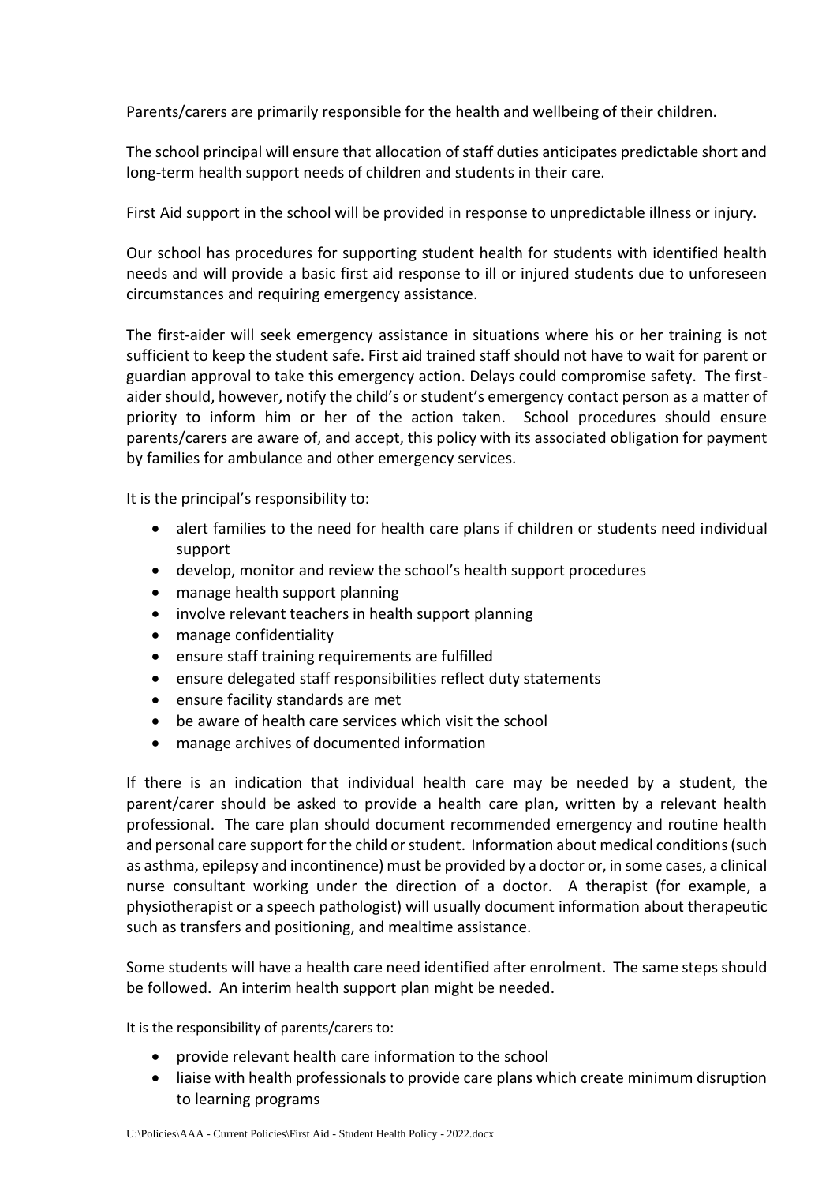Parents/carers are primarily responsible for the health and wellbeing of their children.

The school principal will ensure that allocation of staff duties anticipates predictable short and long-term health support needs of children and students in their care.

First Aid support in the school will be provided in response to unpredictable illness or injury.

Our school has procedures for supporting student health for students with identified health needs and will provide a basic first aid response to ill or injured students due to unforeseen circumstances and requiring emergency assistance.

The first-aider will seek emergency assistance in situations where his or her training is not sufficient to keep the student safe. First aid trained staff should not have to wait for parent or guardian approval to take this emergency action. Delays could compromise safety. The first-aider should, however, notify the child's or student's emergency contact person as a matter of priority to inform him or her of the action taken. School procedures should ensure parents/carers are aware of, and accept, this policy with its associated obligation for payment by families for ambulance and other emergency services.

It is the principal's responsibility to:

- alert families to the need for health care plans if children or students need individual support
- develop, monitor and review the school's health support procedures
- manage health support planning
- involve relevant teachers in health support planning
- manage confidentiality
- ensure staff training requirements are fulfilled
- ensure delegated staff responsibilities reflect duty statements
- ensure facility standards are met
- be aware of health care services which visit the school
- manage archives of documented information

If there is an indication that individual health care may be needed by a student, the parent/carer should be asked to provide a health care plan, written by a relevant health professional. The care plan should document recommended emergency and routine health and personal care support for the child or student. Information about medical conditions (such as asthma, epilepsy and incontinence) must be provided by a doctor or, in some cases, a clinical nurse consultant working under the direction of a doctor. A therapist (for example, a physiotherapist or a speech pathologist) will usually document information about therapeutic such as transfers and positioning, and mealtime assistance.

Some students will have a health care need identified after enrolment. The same steps should be followed. An interim health support plan might be needed.

It is the responsibility of parents/carers to:

- provide relevant health care information to the school
- liaise with health professionals to provide care plans which create minimum disruption to learning programs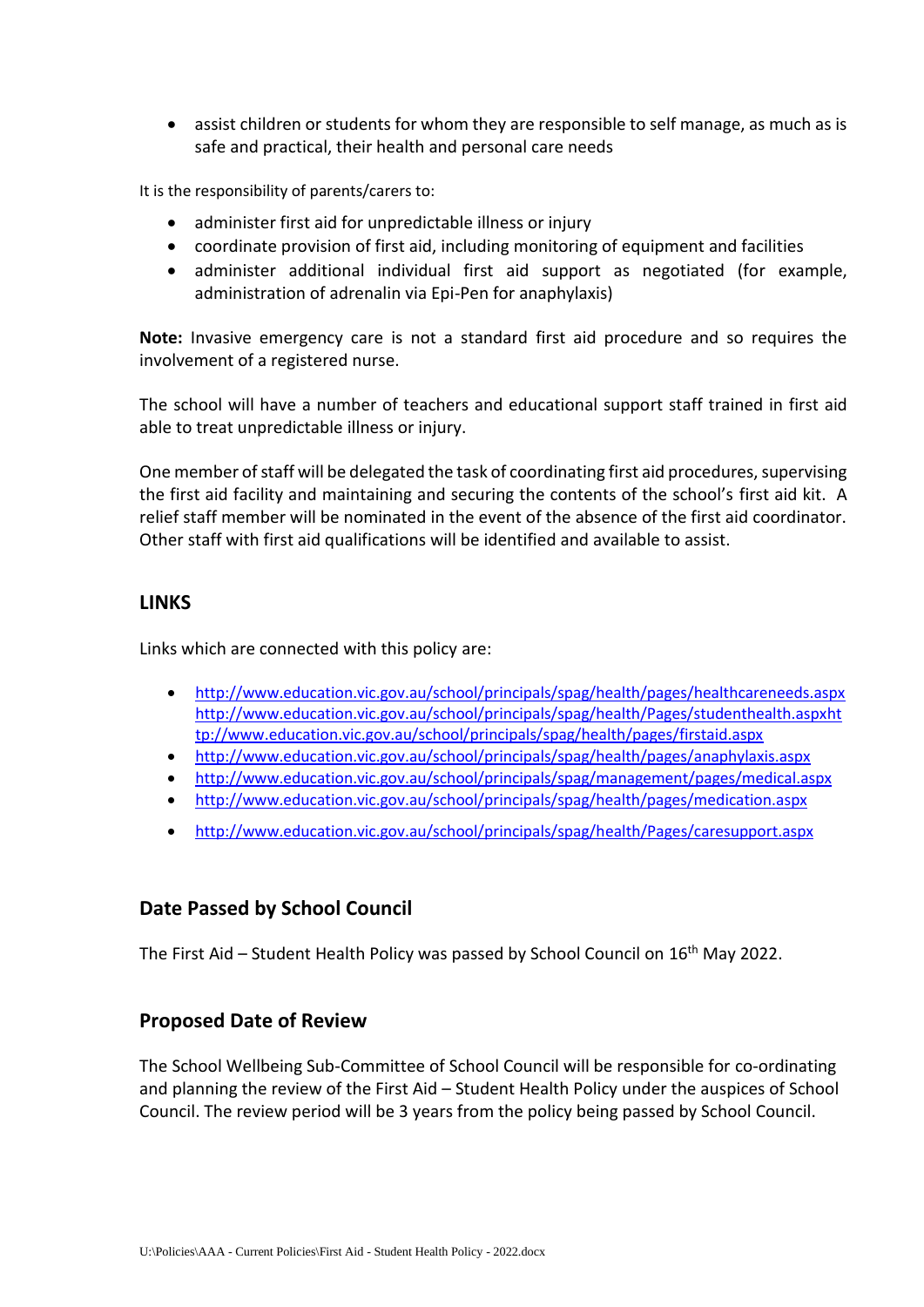- assist children or students for whom they are responsible to self manage, as much as is safe and practical, their health and personal care needs

It is the responsibility of parents/carers to:

- administer first aid for unpredictable illness or injury
- coordinate provision of first aid, including monitoring of equipment and facilities
- administer additional individual first aid support as negotiated (for example, administration of adrenalin via Epi-Pen for anaphylaxis)

**Note:** Invasive emergency care is not a standard first aid procedure and so requires the involvement of a registered nurse.

The school will have a number of teachers and educational support staff trained in first aid able to treat unpredictable illness or injury.

One member of staff will be delegated the task of coordinating first aid procedures, supervising the first aid facility and maintaining and securing the contents of the school's first aid kit. A relief staff member will be nominated in the event of the absence of the first aid coordinator. Other staff with first aid qualifications will be identified and available to assist.

## LINKS

Links which are connected with this policy are:

- http://www.education.vic.gov.au/school/principals/spag/health/pages/healthcareneeds.aspx http://www.education.vic.gov.au/school/principals/spag/health/Pages/studenthealth.aspxhttp://www.education.vic.gov.au/school/principals/spag/health/pages/firstaid.aspx
- http://www.education.vic.gov.au/school/principals/spag/health/pages/anaphylaxis.aspx
- http://www.education.vic.gov.au/school/principals/spag/management/pages/medical.aspx
- http://www.education.vic.gov.au/school/principals/spag/health/pages/medication.aspx
- http://www.education.vic.gov.au/school/principals/spag/health/Pages/caresupport.aspx

## Date Passed by School Council

The First Aid – Student Health Policy was passed by School Council on 16th May 2022.

## Proposed Date of Review

The School Wellbeing Sub-Committee of School Council will be responsible for co-ordinating and planning the review of the First Aid – Student Health Policy under the auspices of School Council. The review period will be 3 years from the policy being passed by School Council.

U:\Policies\AAA - Current Policies\First Aid - Student Health Policy - 2022.docx